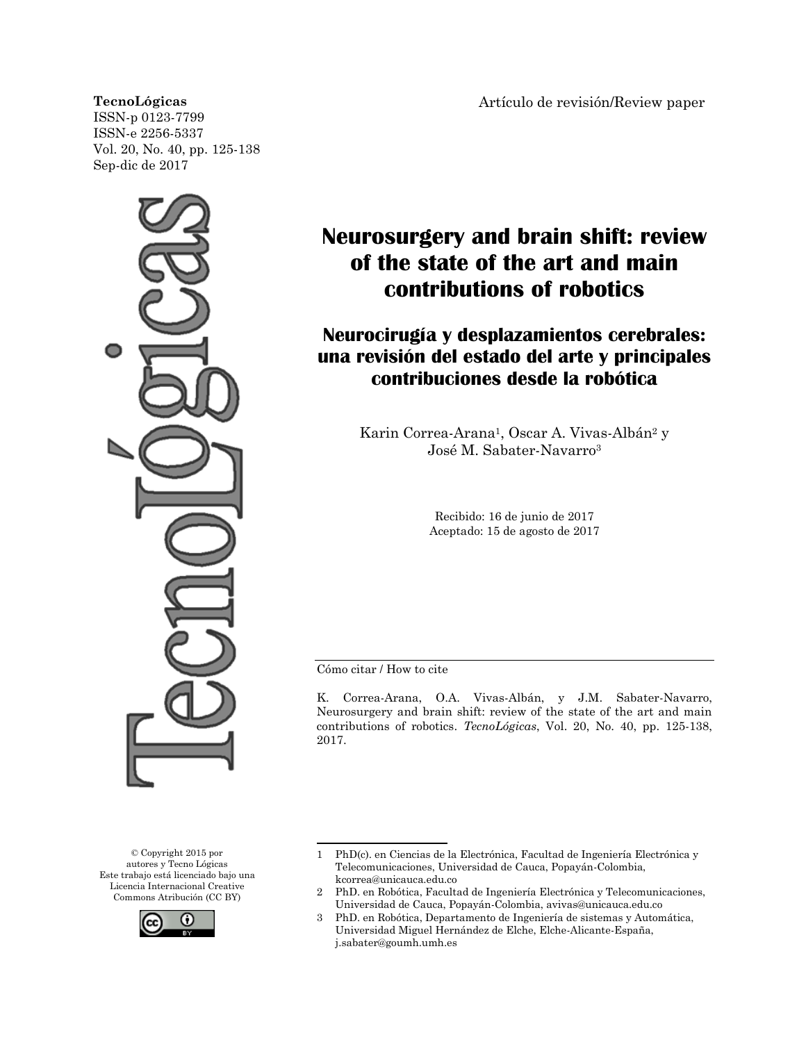**TecnoLógicas**
ISSN-p 0123-7799
ISSN-e 2256-5337
Vol. 20, No. 40, pp. 125-138
Sep-dic de 2017

Artículo de revisión/Review paper

# Neurosurgery and brain shift: review of the state of the art and main contributions of robotics

## Neurocirugía y desplazamientos cerebrales: una revisión del estado del arte y principales contribuciones desde la robótica

Karin Correa-Arana[1], Oscar A. Vivas-Albán[2] y José M. Sabater-Navarro[3]

Recibido: 16 de junio de 2017
Aceptado: 15 de agosto de 2017

Cómo citar / How to cite

K. Correa-Arana, O.A. Vivas-Albán, y J.M. Sabater-Navarro, Neurosurgery and brain shift: review of the state of the art and main contributions of robotics. *TecnoLógicas*, Vol. 20, No. 40, pp. 125-138, 2017.

© Copyright 2015 por autores y Tecno Lógicas
Este trabajo está licenciado bajo una Licencia Internacional Creative Commons Atribución (CC BY)

1 PhD(c). en Ciencias de la Electrónica, Facultad de Ingeniería Electrónica y Telecomunicaciones, Universidad de Cauca, Popayán-Colombia, kcorrea@unicauca.edu.co

2 PhD. en Robótica, Facultad de Ingeniería Electrónica y Telecomunicaciones, Universidad de Cauca, Popayán-Colombia, avivas@unicauca.edu.co

3 PhD. en Robótica, Departamento de Ingeniería de sistemas y Automática, Universidad Miguel Hernández de Elche, Elche-Alicante-España, j.sabater@goumh.umh.es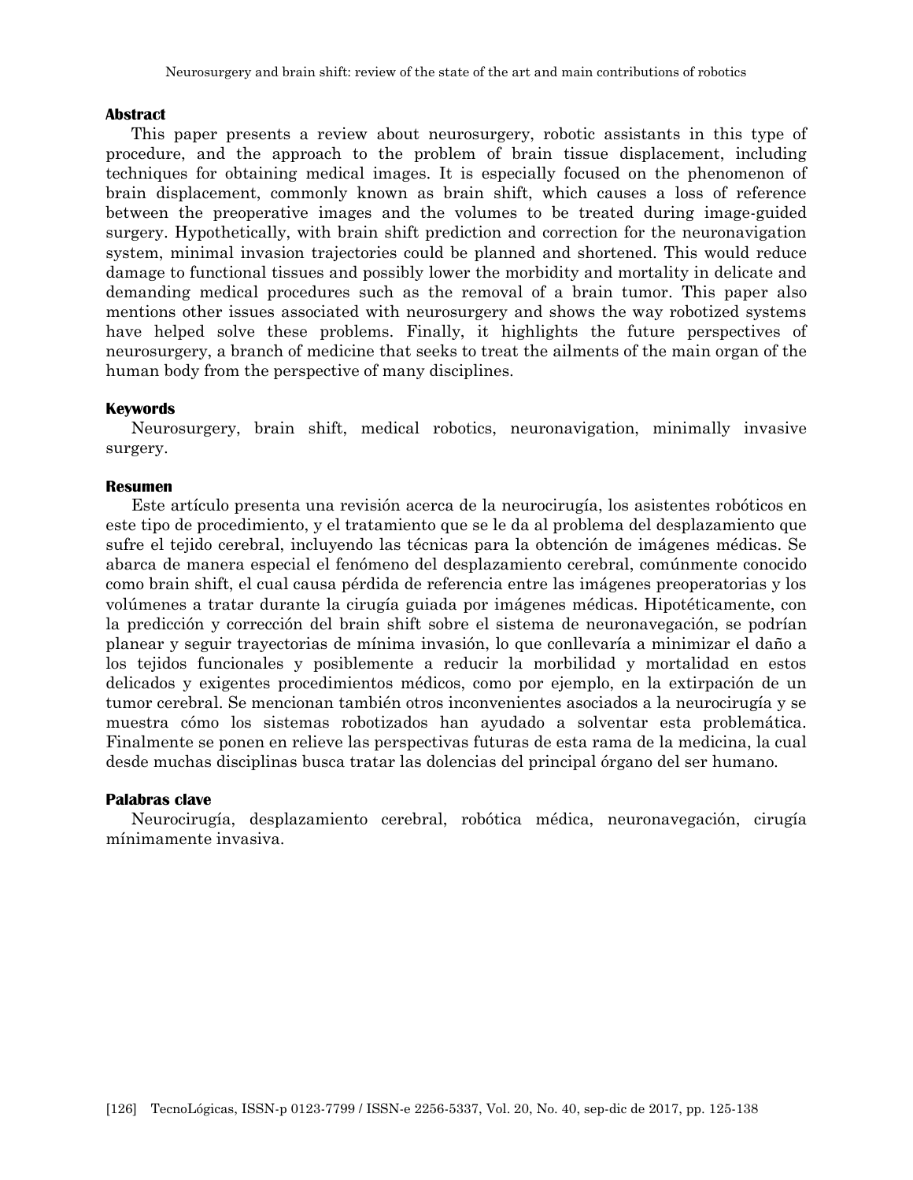## Abstract

This paper presents a review about neurosurgery, robotic assistants in this type of procedure, and the approach to the problem of brain tissue displacement, including techniques for obtaining medical images. It is especially focused on the phenomenon of brain displacement, commonly known as brain shift, which causes a loss of reference between the preoperative images and the volumes to be treated during image-guided surgery. Hypothetically, with brain shift prediction and correction for the neuronavigation system, minimal invasion trajectories could be planned and shortened. This would reduce damage to functional tissues and possibly lower the morbidity and mortality in delicate and demanding medical procedures such as the removal of a brain tumor. This paper also mentions other issues associated with neurosurgery and shows the way robotized systems have helped solve these problems. Finally, it highlights the future perspectives of neurosurgery, a branch of medicine that seeks to treat the ailments of the main organ of the human body from the perspective of many disciplines.

## Keywords

Neurosurgery, brain shift, medical robotics, neuronavigation, minimally invasive surgery.

## Resumen

Este artículo presenta una revisión acerca de la neurocirugía, los asistentes robóticos en este tipo de procedimiento, y el tratamiento que se le da al problema del desplazamiento que sufre el tejido cerebral, incluyendo las técnicas para la obtención de imágenes médicas. Se abarca de manera especial el fenómeno del desplazamiento cerebral, comúnmente conocido como brain shift, el cual causa pérdida de referencia entre las imágenes preoperatorias y los volúmenes a tratar durante la cirugía guiada por imágenes médicas. Hipotéticamente, con la predicción y corrección del brain shift sobre el sistema de neuronavegación, se podrían planear y seguir trayectorias de mínima invasión, lo que conllevaría a minimizar el daño a los tejidos funcionales y posiblemente a reducir la morbilidad y mortalidad en estos delicados y exigentes procedimientos médicos, como por ejemplo, en la extirpación de un tumor cerebral. Se mencionan también otros inconvenientes asociados a la neurocirugía y se muestra cómo los sistemas robotizados han ayudado a solventar esta problemática. Finalmente se ponen en relieve las perspectivas futuras de esta rama de la medicina, la cual desde muchas disciplinas busca tratar las dolencias del principal órgano del ser humano.

## Palabras clave

Neurocirugía, desplazamiento cerebral, robótica médica, neuronavegación, cirugía mínimamente invasiva.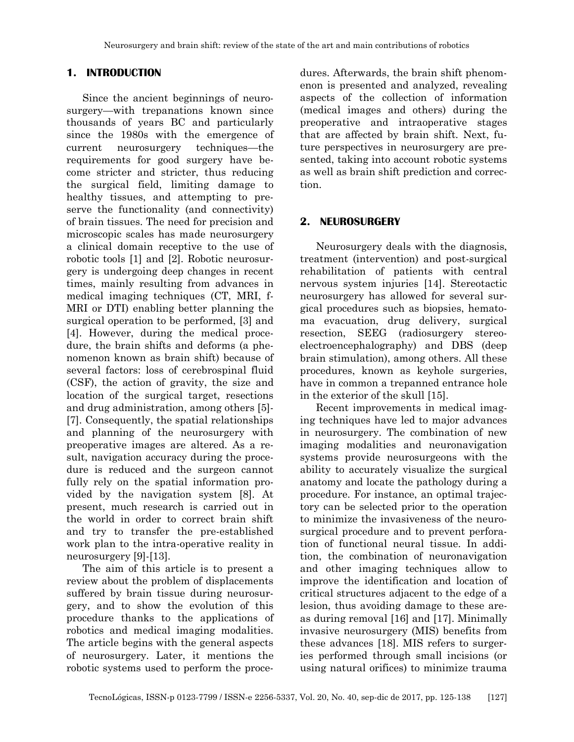## 1. INTRODUCTION

Since the ancient beginnings of neurosurgery—with trepanations known since thousands of years BC and particularly since the 1980s with the emergence of current neurosurgery techniques—the requirements for good surgery have become stricter and stricter, thus reducing the surgical field, limiting damage to healthy tissues, and attempting to preserve the functionality (and connectivity) of brain tissues. The need for precision and microscopic scales has made neurosurgery a clinical domain receptive to the use of robotic tools [1] and [2]. Robotic neurosurgery is undergoing deep changes in recent times, mainly resulting from advances in medical imaging techniques (CT, MRI, f-MRI or DTI) enabling better planning the surgical operation to be performed, [3] and [4]. However, during the medical procedure, the brain shifts and deforms (a phenomenon known as brain shift) because of several factors: loss of cerebrospinal fluid (CSF), the action of gravity, the size and location of the surgical target, resections and drug administration, among others [5]-[7]. Consequently, the spatial relationships and planning of the neurosurgery with preoperative images are altered. As a result, navigation accuracy during the procedure is reduced and the surgeon cannot fully rely on the spatial information provided by the navigation system [8]. At present, much research is carried out in the world in order to correct brain shift and try to transfer the pre-established work plan to the intra-operative reality in neurosurgery [9]-[13].

The aim of this article is to present a review about the problem of displacements suffered by brain tissue during neurosurgery, and to show the evolution of this procedure thanks to the applications of robotics and medical imaging modalities. The article begins with the general aspects of neurosurgery. Later, it mentions the robotic systems used to perform the procedures. Afterwards, the brain shift phenomenon is presented and analyzed, revealing aspects of the collection of information (medical images and others) during the preoperative and intraoperative stages that are affected by brain shift. Next, future perspectives in neurosurgery are presented, taking into account robotic systems as well as brain shift prediction and correction.

## 2. NEUROSURGERY

Neurosurgery deals with the diagnosis, treatment (intervention) and post-surgical rehabilitation of patients with central nervous system injuries [14]. Stereotactic neurosurgery has allowed for several surgical procedures such as biopsies, hematoma evacuation, drug delivery, surgical resection, SEEG (radiosurgery stereo-electroencephalography) and DBS (deep brain stimulation), among others. All these procedures, known as keyhole surgeries, have in common a trepanned entrance hole in the exterior of the skull [15].

Recent improvements in medical imaging techniques have led to major advances in neurosurgery. The combination of new imaging modalities and neuronavigation systems provide neurosurgeons with the ability to accurately visualize the surgical anatomy and locate the pathology during a procedure. For instance, an optimal trajectory can be selected prior to the operation to minimize the invasiveness of the neurosurgical procedure and to prevent perforation of functional neural tissue. In addition, the combination of neuronavigation and other imaging techniques allow to improve the identification and location of critical structures adjacent to the edge of a lesion, thus avoiding damage to these areas during removal [16] and [17]. Minimally invasive neurosurgery (MIS) benefits from these advances [18]. MIS refers to surgeries performed through small incisions (or using natural orifices) to minimize trauma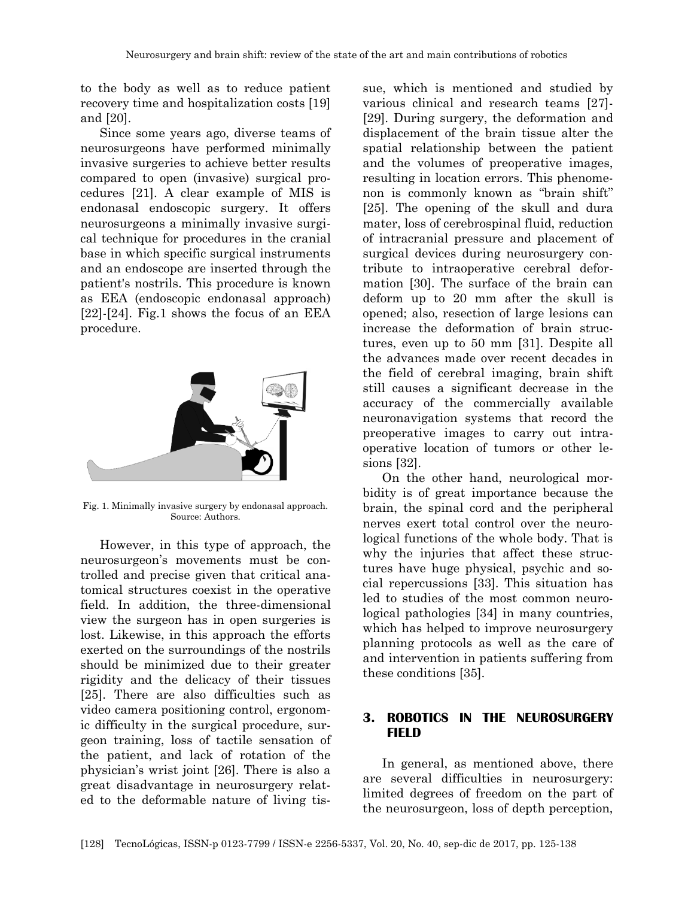to the body as well as to reduce patient recovery time and hospitalization costs [19] and [20].

Since some years ago, diverse teams of neurosurgeons have performed minimally invasive surgeries to achieve better results compared to open (invasive) surgical procedures [21]. A clear example of MIS is endonasal endoscopic surgery. It offers neurosurgeons a minimally invasive surgical technique for procedures in the cranial base in which specific surgical instruments and an endoscope are inserted through the patient's nostrils. This procedure is known as EEA (endoscopic endonasal approach) [22]-[24]. Fig.1 shows the focus of an EEA procedure.

Fig. 1. Minimally invasive surgery by endonasal approach. Source: Authors.

However, in this type of approach, the neurosurgeon's movements must be controlled and precise given that critical anatomical structures coexist in the operative field. In addition, the three-dimensional view the surgeon has in open surgeries is lost. Likewise, in this approach the efforts exerted on the surroundings of the nostrils should be minimized due to their greater rigidity and the delicacy of their tissues [25]. There are also difficulties such as video camera positioning control, ergonomic difficulty in the surgical procedure, surgeon training, loss of tactile sensation of the patient, and lack of rotation of the physician's wrist joint [26]. There is also a great disadvantage in neurosurgery related to the deformable nature of living tissue, which is mentioned and studied by various clinical and research teams [27]-[29]. During surgery, the deformation and displacement of the brain tissue alter the spatial relationship between the patient and the volumes of preoperative images, resulting in location errors. This phenomenon is commonly known as "brain shift" [25]. The opening of the skull and dura mater, loss of cerebrospinal fluid, reduction of intracranial pressure and placement of surgical devices during neurosurgery contribute to intraoperative cerebral deformation [30]. The surface of the brain can deform up to 20 mm after the skull is opened; also, resection of large lesions can increase the deformation of brain structures, even up to 50 mm [31]. Despite all the advances made over recent decades in the field of cerebral imaging, brain shift still causes a significant decrease in the accuracy of the commercially available neuronavigation systems that record the preoperative images to carry out intraoperative location of tumors or other lesions [32].

On the other hand, neurological morbidity is of great importance because the brain, the spinal cord and the peripheral nerves exert total control over the neurological functions of the whole body. That is why the injuries that affect these structures have huge physical, psychic and social repercussions [33]. This situation has led to studies of the most common neurological pathologies [34] in many countries, which has helped to improve neurosurgery planning protocols as well as the care of and intervention in patients suffering from these conditions [35].

## 3. ROBOTICS IN THE NEUROSURGERY FIELD

In general, as mentioned above, there are several difficulties in neurosurgery: limited degrees of freedom on the part of the neurosurgeon, loss of depth perception,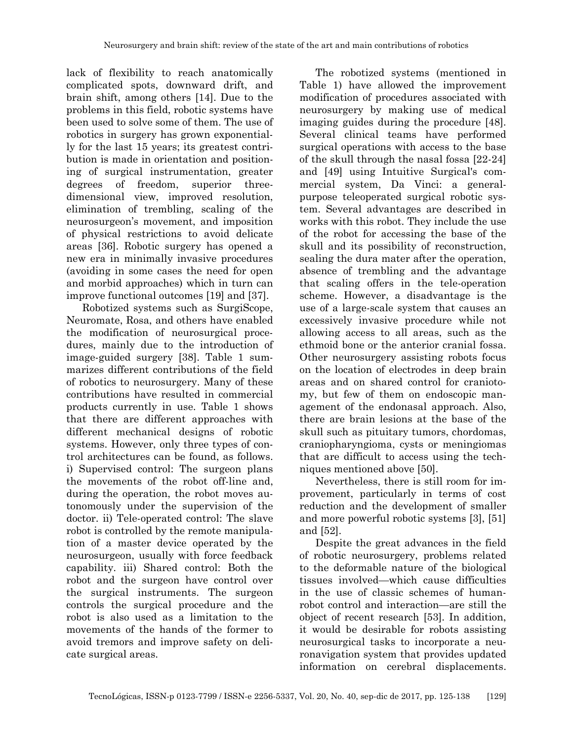lack of flexibility to reach anatomically complicated spots, downward drift, and brain shift, among others [14]. Due to the problems in this field, robotic systems have been used to solve some of them. The use of robotics in surgery has grown exponentially for the last 15 years; its greatest contribution is made in orientation and positioning of surgical instrumentation, greater degrees of freedom, superior three-dimensional view, improved resolution, elimination of trembling, scaling of the neurosurgeon's movement, and imposition of physical restrictions to avoid delicate areas [36]. Robotic surgery has opened a new era in minimally invasive procedures (avoiding in some cases the need for open and morbid approaches) which in turn can improve functional outcomes [19] and [37].

Robotized systems such as SurgiScope, Neuromate, Rosa, and others have enabled the modification of neurosurgical procedures, mainly due to the introduction of image-guided surgery [38]. Table 1 summarizes different contributions of the field of robotics to neurosurgery. Many of these contributions have resulted in commercial products currently in use. Table 1 shows that there are different approaches with different mechanical designs of robotic systems. However, only three types of control architectures can be found, as follows. i) Supervised control: The surgeon plans the movements of the robot off-line and, during the operation, the robot moves autonomously under the supervision of the doctor. ii) Tele-operated control: The slave robot is controlled by the remote manipulation of a master device operated by the neurosurgeon, usually with force feedback capability. iii) Shared control: Both the robot and the surgeon have control over the surgical instruments. The surgeon controls the surgical procedure and the robot is also used as a limitation to the movements of the hands of the former to avoid tremors and improve safety on delicate surgical areas.

The robotized systems (mentioned in Table 1) have allowed the improvement modification of procedures associated with neurosurgery by making use of medical imaging guides during the procedure [48]. Several clinical teams have performed surgical operations with access to the base of the skull through the nasal fossa [22-24] and [49] using Intuitive Surgical's commercial system, Da Vinci: a general-purpose teleoperated surgical robotic system. Several advantages are described in works with this robot. They include the use of the robot for accessing the base of the skull and its possibility of reconstruction, sealing the dura mater after the operation, absence of trembling and the advantage that scaling offers in the tele-operation scheme. However, a disadvantage is the use of a large-scale system that causes an excessively invasive procedure while not allowing access to all areas, such as the ethmoid bone or the anterior cranial fossa. Other neurosurgery assisting robots focus on the location of electrodes in deep brain areas and on shared control for craniotomy, but few of them on endoscopic management of the endonasal approach. Also, there are brain lesions at the base of the skull such as pituitary tumors, chordomas, craniopharyngioma, cysts or meningiomas that are difficult to access using the techniques mentioned above [50].

Nevertheless, there is still room for improvement, particularly in terms of cost reduction and the development of smaller and more powerful robotic systems [3], [51] and [52].

Despite the great advances in the field of robotic neurosurgery, problems related to the deformable nature of the biological tissues involved—which cause difficulties in the use of classic schemes of human-robot control and interaction—are still the object of recent research [53]. In addition, it would be desirable for robots assisting neurosurgical tasks to incorporate a neuronavigation system that provides updated information on cerebral displacements.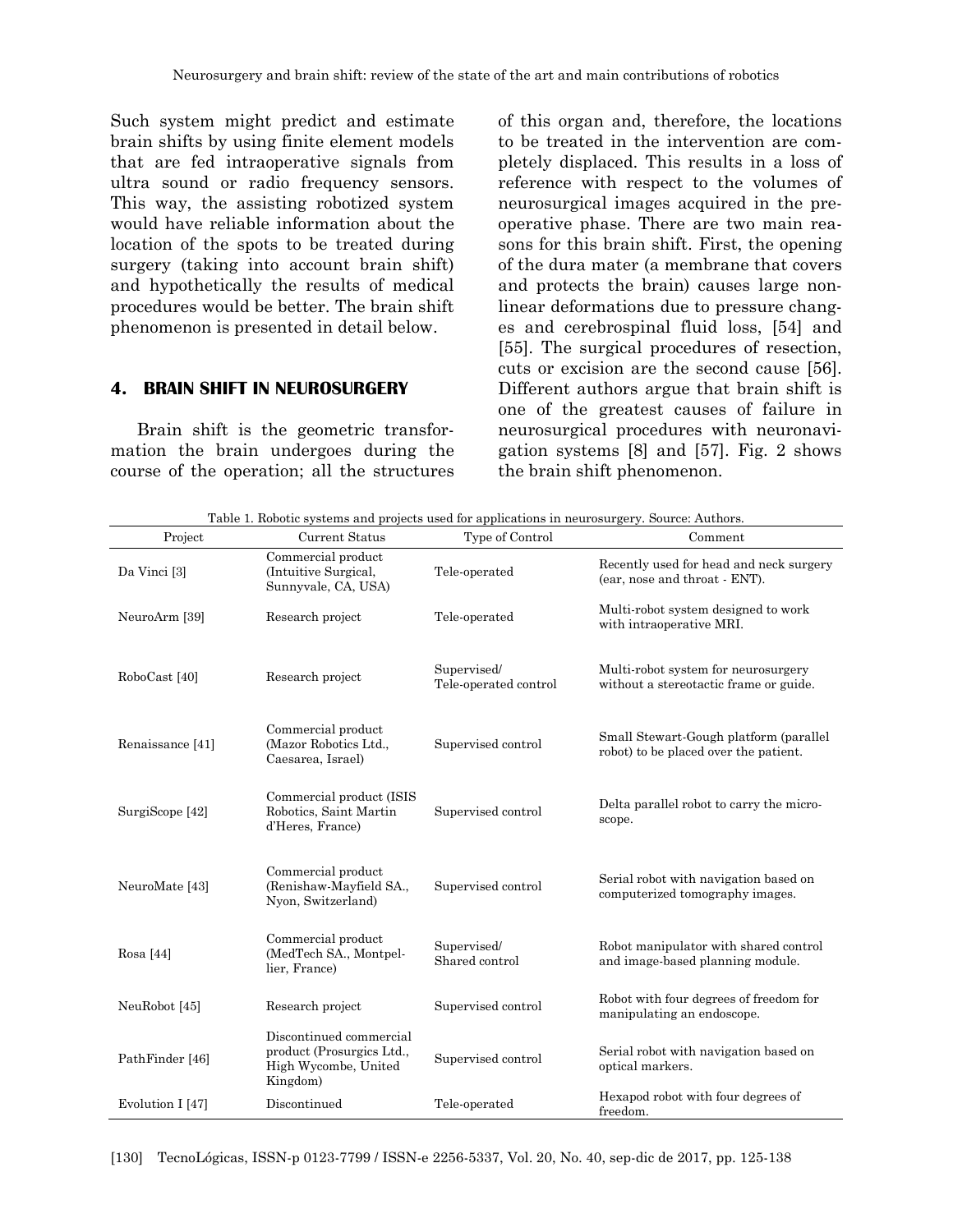Such system might predict and estimate brain shifts by using finite element models that are fed intraoperative signals from ultra sound or radio frequency sensors. This way, the assisting robotized system would have reliable information about the location of the spots to be treated during surgery (taking into account brain shift) and hypothetically the results of medical procedures would be better. The brain shift phenomenon is presented in detail below.

## 4. BRAIN SHIFT IN NEUROSURGERY

Brain shift is the geometric transformation the brain undergoes during the course of the operation; all the structures of this organ and, therefore, the locations to be treated in the intervention are completely displaced. This results in a loss of reference with respect to the volumes of neurosurgical images acquired in the preoperative phase. There are two main reasons for this brain shift. First, the opening of the dura mater (a membrane that covers and protects the brain) causes large nonlinear deformations due to pressure changes and cerebrospinal fluid loss, [54] and [55]. The surgical procedures of resection, cuts or excision are the second cause [56]. Different authors argue that brain shift is one of the greatest causes of failure in neurosurgical procedures with neuronavigation systems [8] and [57]. Fig. 2 shows the brain shift phenomenon.

Table 1. Robotic systems and projects used for applications in neurosurgery. Source: Authors.

| Project | Current Status | Type of Control | Comment |
|---|---|---|---|
| Da Vinci [3] | Commercial product (Intuitive Surgical, Sunnyvale, CA, USA) | Tele-operated | Recently used for head and neck surgery (ear, nose and throat - ENT). |
| NeuroArm [39] | Research project | Tele-operated | Multi-robot system designed to work with intraoperative MRI. |
| RoboCast [40] | Research project | Supervised/ Tele-operated control | Multi-robot system for neurosurgery without a stereotactic frame or guide. |
| Renaissance [41] | Commercial product (Mazor Robotics Ltd., Caesarea, Israel) | Supervised control | Small Stewart-Gough platform (parallel robot) to be placed over the patient. |
| SurgiScope [42] | Commercial product (ISIS Robotics, Saint Martin d'Heres, France) | Supervised control | Delta parallel robot to carry the microscope. |
| NeuroMate [43] | Commercial product (Renishaw-Mayfield SA., Nyon, Switzerland) | Supervised control | Serial robot with navigation based on computerized tomography images. |
| Rosa [44] | Commercial product (MedTech SA., Montpellier, France) | Supervised/ Shared control | Robot manipulator with shared control and image-based planning module. |
| NeuRobot [45] | Research project | Supervised control | Robot with four degrees of freedom for manipulating an endoscope. |
| PathFinder [46] | Discontinued commercial product (Prosurgics Ltd., High Wycombe, United Kingdom) | Supervised control | Serial robot with navigation based on optical markers. |
| Evolution I [47] | Discontinued | Tele-operated | Hexapod robot with four degrees of freedom. |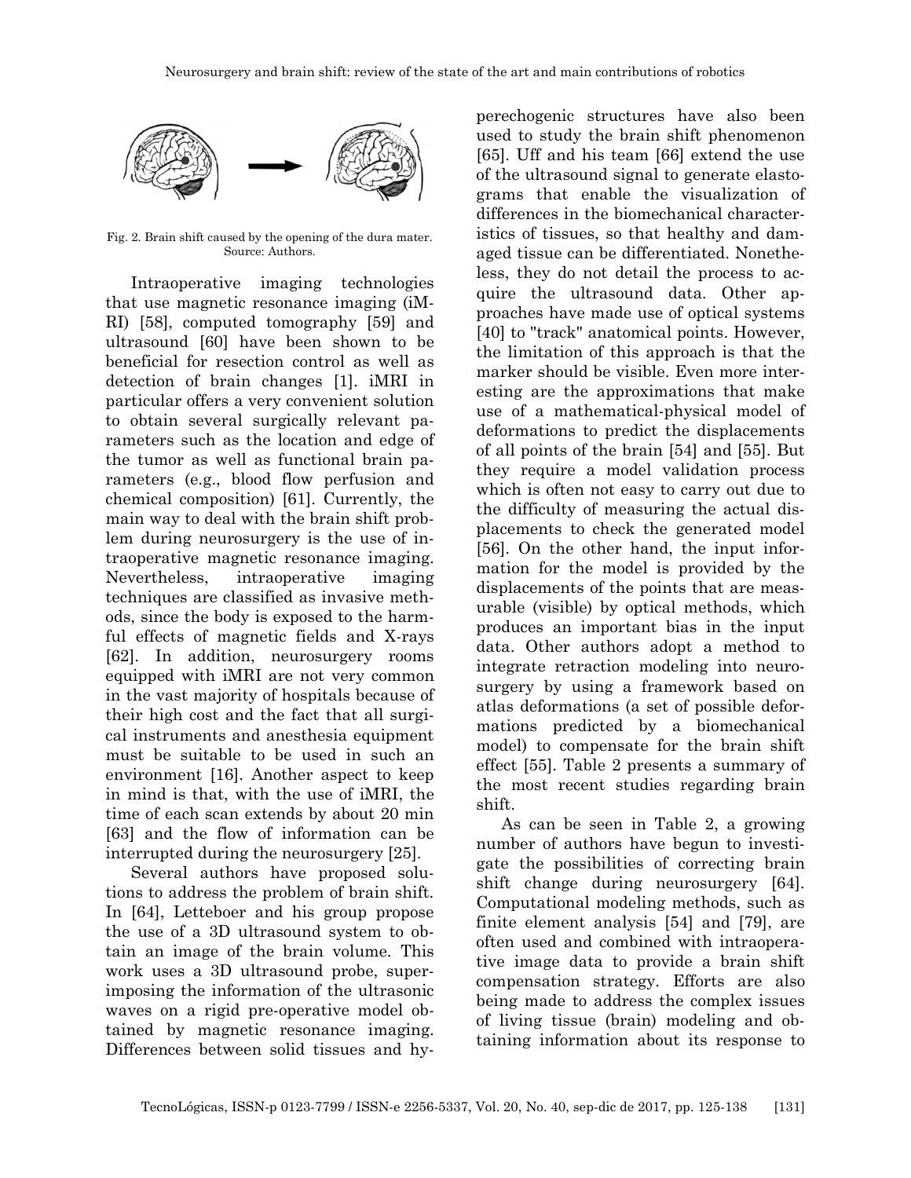Fig. 2. Brain shift caused by the opening of the dura mater. Source: Authors.

Intraoperative imaging technologies that use magnetic resonance imaging (iMRI) [58], computed tomography [59] and ultrasound [60] have been shown to be beneficial for resection control as well as detection of brain changes [1]. iMRI in particular offers a very convenient solution to obtain several surgically relevant parameters such as the location and edge of the tumor as well as functional brain parameters (e.g., blood flow perfusion and chemical composition) [61]. Currently, the main way to deal with the brain shift problem during neurosurgery is the use of intraoperative magnetic resonance imaging. Nevertheless, intraoperative imaging techniques are classified as invasive methods, since the body is exposed to the harmful effects of magnetic fields and X-rays [62]. In addition, neurosurgery rooms equipped with iMRI are not very common in the vast majority of hospitals because of their high cost and the fact that all surgical instruments and anesthesia equipment must be suitable to be used in such an environment [16]. Another aspect to keep in mind is that, with the use of iMRI, the time of each scan extends by about 20 min [63] and the flow of information can be interrupted during the neurosurgery [25].

Several authors have proposed solutions to address the problem of brain shift. In [64], Letteboer and his group propose the use of a 3D ultrasound system to obtain an image of the brain volume. This work uses a 3D ultrasound probe, superimposing the information of the ultrasonic waves on a rigid pre-operative model obtained by magnetic resonance imaging. Differences between solid tissues and hyperechogenic structures have also been used to study the brain shift phenomenon [65]. Uff and his team [66] extend the use of the ultrasound signal to generate elastograms that enable the visualization of differences in the biomechanical characteristics of tissues, so that healthy and damaged tissue can be differentiated. Nonetheless, they do not detail the process to acquire the ultrasound data. Other approaches have made use of optical systems [40] to "track" anatomical points. However, the limitation of this approach is that the marker should be visible. Even more interesting are the approximations that make use of a mathematical-physical model of deformations to predict the displacements of all points of the brain [54] and [55]. But they require a model validation process which is often not easy to carry out due to the difficulty of measuring the actual displacements to check the generated model [56]. On the other hand, the input information for the model is provided by the displacements of the points that are measurable (visible) by optical methods, which produces an important bias in the input data. Other authors adopt a method to integrate retraction modeling into neurosurgery by using a framework based on atlas deformations (a set of possible deformations predicted by a biomechanical model) to compensate for the brain shift effect [55]. Table 2 presents a summary of the most recent studies regarding brain shift.

As can be seen in Table 2, a growing number of authors have begun to investigate the possibilities of correcting brain shift change during neurosurgery [64]. Computational modeling methods, such as finite element analysis [54] and [79], are often used and combined with intraoperative image data to provide a brain shift compensation strategy. Efforts are also being made to address the complex issues of living tissue (brain) modeling and obtaining information about its response to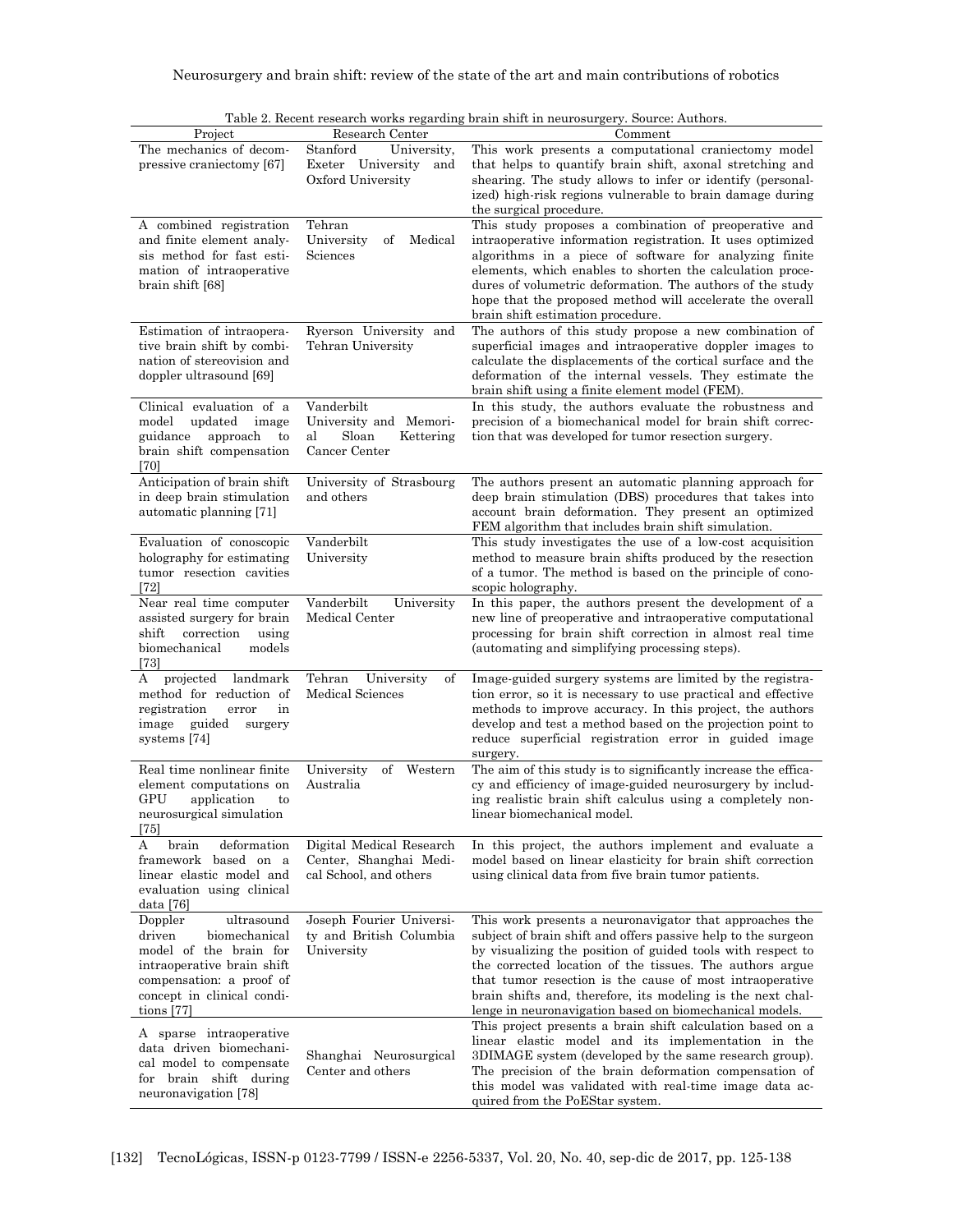Table 2. Recent research works regarding brain shift in neurosurgery. Source: Authors.

| Project | Research Center | Comment |
|---|---|---|
| The mechanics of decompressive craniectomy [67] | Stanford University, Exeter University and Oxford University | This work presents a computational craniectomy model that helps to quantify brain shift, axonal stretching and shearing. The study allows to infer or identify (personalized) high-risk regions vulnerable to brain damage during the surgical procedure. |
| A combined registration and finite element analysis method for fast estimation of intraoperative brain shift [68] | Tehran University of Medical Sciences | This study proposes a combination of preoperative and intraoperative information registration. It uses optimized algorithms in a piece of software for analyzing finite elements, which enables to shorten the calculation procedures of volumetric deformation. The authors of the study hope that the proposed method will accelerate the overall brain shift estimation procedure. |
| Estimation of intraoperative brain shift by combination of stereovision and doppler ultrasound [69] | Ryerson University and Tehran University | The authors of this study propose a new combination of superficial images and intraoperative doppler images to calculate the displacements of the cortical surface and the deformation of the internal vessels. They estimate the brain shift using a finite element model (FEM). |
| Clinical evaluation of a model updated image guidance approach to brain shift compensation [70] | Vanderbilt University and Memorial Sloan Kettering Cancer Center | In this study, the authors evaluate the robustness and precision of a biomechanical model for brain shift correction that was developed for tumor resection surgery. |
| Anticipation of brain shift in deep brain stimulation automatic planning [71] | University of Strasbourg and others | The authors present an automatic planning approach for deep brain stimulation (DBS) procedures that takes into account brain deformation. They present an optimized FEM algorithm that includes brain shift simulation. |
| Evaluation of conoscopic holography for estimating tumor resection cavities [72] | Vanderbilt University | This study investigates the use of a low-cost acquisition method to measure brain shifts produced by the resection of a tumor. The method is based on the principle of conoscopic holography. |
| Near real time computer assisted surgery for brain shift correction using biomechanical models [73] | Vanderbilt University Medical Center | In this paper, the authors present the development of a new line of preoperative and intraoperative computational processing for brain shift correction in almost real time (automating and simplifying processing steps). |
| A projected landmark method for reduction of registration error in image guided surgery systems [74] | Tehran University of Medical Sciences | Image-guided surgery systems are limited by the registration error, so it is necessary to use practical and effective methods to improve accuracy. In this project, the authors develop and test a method based on the projection point to reduce superficial registration error in guided image surgery. |
| Real time nonlinear finite element computations on GPU application to neurosurgical simulation [75] | University of Western Australia | The aim of this study is to significantly increase the efficacy and efficiency of image-guided neurosurgery by including realistic brain shift calculus using a completely nonlinear biomechanical model. |
| A brain deformation framework based on a linear elastic model and evaluation using clinical data [76] | Digital Medical Research Center, Shanghai Medical School, and others | In this project, the authors implement and evaluate a model based on linear elasticity for brain shift correction using clinical data from five brain tumor patients. |
| Doppler ultrasound driven biomechanical model of the brain for intraoperative brain shift compensation: a proof of concept in clinical conditions [77] | Joseph Fourier University and British Columbia University | This work presents a neuronavigator that approaches the subject of brain shift and offers passive help to the surgeon by visualizing the position of guided tools with respect to the corrected location of the tissues. The authors argue that tumor resection is the cause of most intraoperative brain shifts and, therefore, its modeling is the next challenge in neuronavigation based on biomechanical models. |
| A sparse intraoperative data driven biomechanical model to compensate for brain shift during neuronavigation [78] | Shanghai Neurosurgical Center and others | This project presents a brain shift calculation based on a linear elastic model and its implementation in the 3DIMAGE system (developed by the same research group). The precision of the brain deformation compensation of this model was validated with real-time image data acquired from the PoEStar system. |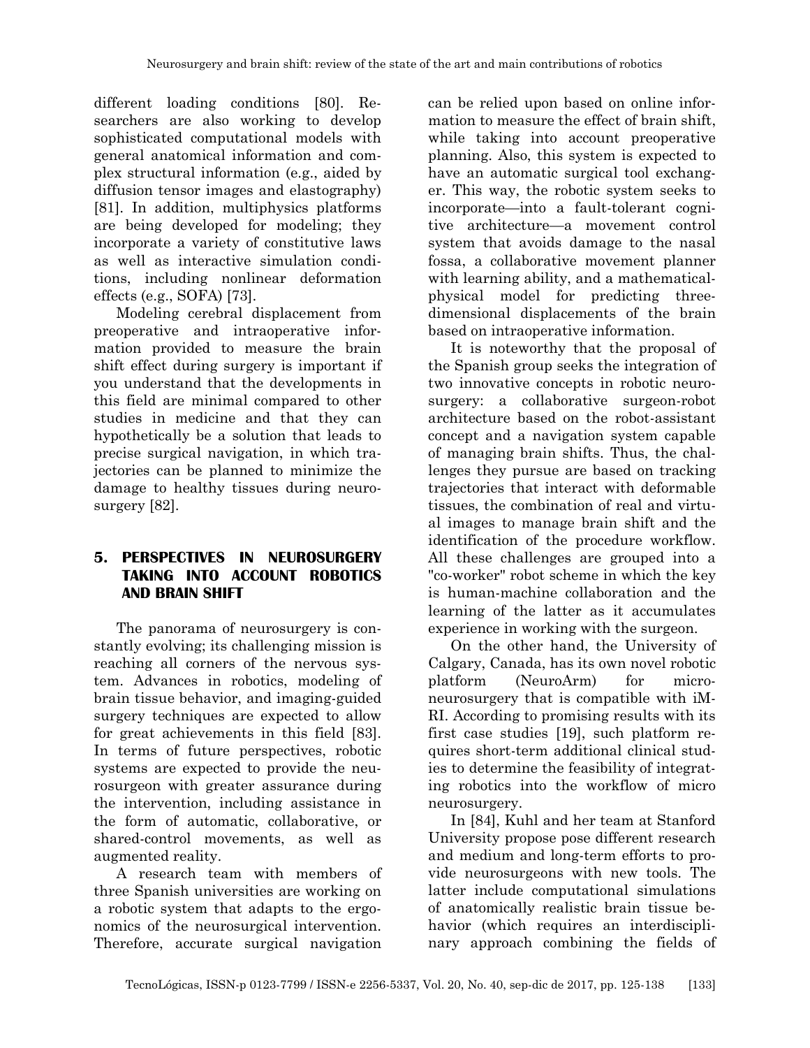different loading conditions [80]. Researchers are also working to develop sophisticated computational models with general anatomical information and complex structural information (e.g., aided by diffusion tensor images and elastography) [81]. In addition, multiphysics platforms are being developed for modeling; they incorporate a variety of constitutive laws as well as interactive simulation conditions, including nonlinear deformation effects (e.g., SOFA) [73].

Modeling cerebral displacement from preoperative and intraoperative information provided to measure the brain shift effect during surgery is important if you understand that the developments in this field are minimal compared to other studies in medicine and that they can hypothetically be a solution that leads to precise surgical navigation, in which trajectories can be planned to minimize the damage to healthy tissues during neurosurgery [82].

## 5. PERSPECTIVES IN NEUROSURGERY TAKING INTO ACCOUNT ROBOTICS AND BRAIN SHIFT

The panorama of neurosurgery is constantly evolving; its challenging mission is reaching all corners of the nervous system. Advances in robotics, modeling of brain tissue behavior, and imaging-guided surgery techniques are expected to allow for great achievements in this field [83]. In terms of future perspectives, robotic systems are expected to provide the neurosurgeon with greater assurance during the intervention, including assistance in the form of automatic, collaborative, or shared-control movements, as well as augmented reality.

A research team with members of three Spanish universities are working on a robotic system that adapts to the ergonomics of the neurosurgical intervention. Therefore, accurate surgical navigation can be relied upon based on online information to measure the effect of brain shift, while taking into account preoperative planning. Also, this system is expected to have an automatic surgical tool exchanger. This way, the robotic system seeks to incorporate—into a fault-tolerant cognitive architecture—a movement control system that avoids damage to the nasal fossa, a collaborative movement planner with learning ability, and a mathematical-physical model for predicting three-dimensional displacements of the brain based on intraoperative information.

It is noteworthy that the proposal of the Spanish group seeks the integration of two innovative concepts in robotic neurosurgery: a collaborative surgeon-robot architecture based on the robot-assistant concept and a navigation system capable of managing brain shifts. Thus, the challenges they pursue are based on tracking trajectories that interact with deformable tissues, the combination of real and virtual images to manage brain shift and the identification of the procedure workflow. All these challenges are grouped into a "co-worker" robot scheme in which the key is human-machine collaboration and the learning of the latter as it accumulates experience in working with the surgeon.

On the other hand, the University of Calgary, Canada, has its own novel robotic platform (NeuroArm) for micro-neurosurgery that is compatible with iMRI. According to promising results with its first case studies [19], such platform requires short-term additional clinical studies to determine the feasibility of integrating robotics into the workflow of micro neurosurgery.

In [84], Kuhl and her team at Stanford University propose pose different research and medium and long-term efforts to provide neurosurgeons with new tools. The latter include computational simulations of anatomically realistic brain tissue behavior (which requires an interdisciplinary approach combining the fields of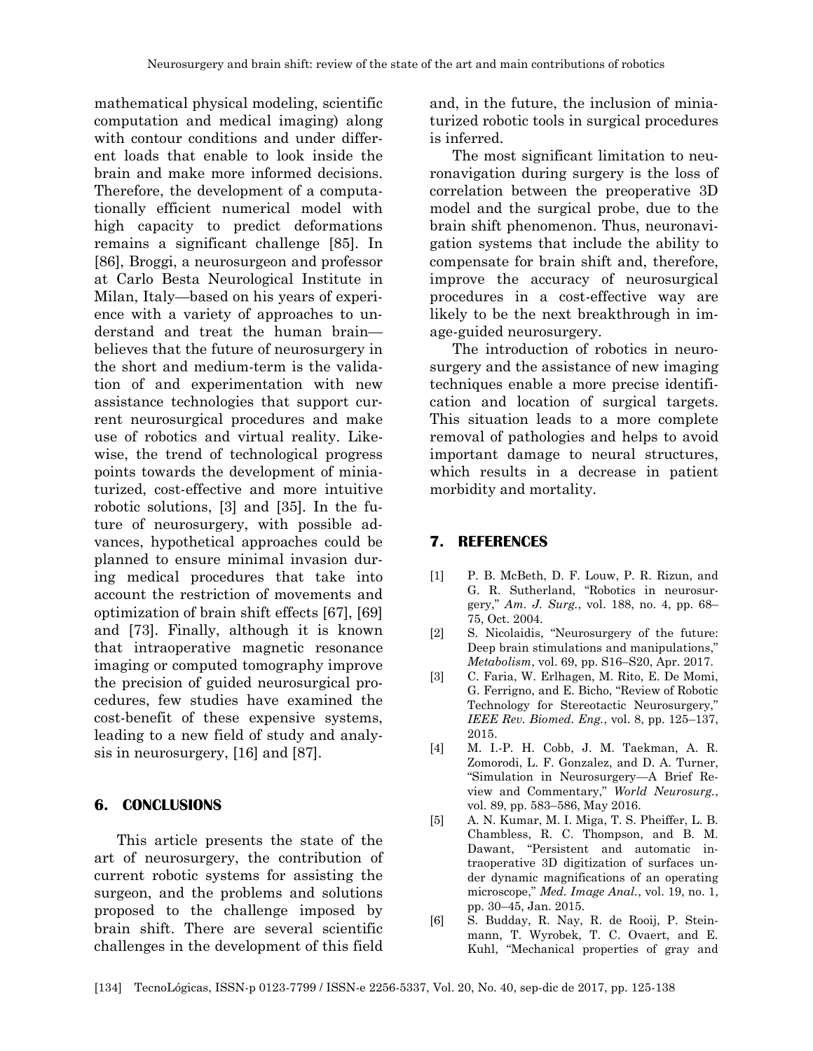mathematical physical modeling, scientific computation and medical imaging) along with contour conditions and under different loads that enable to look inside the brain and make more informed decisions. Therefore, the development of a computationally efficient numerical model with high capacity to predict deformations remains a significant challenge [85]. In [86], Broggi, a neurosurgeon and professor at Carlo Besta Neurological Institute in Milan, Italy—based on his years of experience with a variety of approaches to understand and treat the human brain—believes that the future of neurosurgery in the short and medium-term is the validation of and experimentation with new assistance technologies that support current neurosurgical procedures and make use of robotics and virtual reality. Likewise, the trend of technological progress points towards the development of miniaturized, cost-effective and more intuitive robotic solutions, [3] and [35]. In the future of neurosurgery, with possible advances, hypothetical approaches could be planned to ensure minimal invasion during medical procedures that take into account the restriction of movements and optimization of brain shift effects [67], [69] and [73]. Finally, although it is known that intraoperative magnetic resonance imaging or computed tomography improve the precision of guided neurosurgical procedures, few studies have examined the cost-benefit of these expensive systems, leading to a new field of study and analysis in neurosurgery, [16] and [87].

## 6. CONCLUSIONS

This article presents the state of the art of neurosurgery, the contribution of current robotic systems for assisting the surgeon, and the problems and solutions proposed to the challenge imposed by brain shift. There are several scientific challenges in the development of this field and, in the future, the inclusion of miniaturized robotic tools in surgical procedures is inferred.

The most significant limitation to neuronavigation during surgery is the loss of correlation between the preoperative 3D model and the surgical probe, due to the brain shift phenomenon. Thus, neuronavigation systems that include the ability to compensate for brain shift and, therefore, improve the accuracy of neurosurgical procedures in a cost-effective way are likely to be the next breakthrough in image-guided neurosurgery.

The introduction of robotics in neurosurgery and the assistance of new imaging techniques enable a more precise identification and location of surgical targets. This situation leads to a more complete removal of pathologies and helps to avoid important damage to neural structures, which results in a decrease in patient morbidity and mortality.

## 7. REFERENCES

[1] P. B. McBeth, D. F. Louw, P. R. Rizun, and G. R. Sutherland, "Robotics in neurosurgery," *Am. J. Surg.*, vol. 188, no. 4, pp. 68–75, Oct. 2004.

[2] S. Nicolaidis, "Neurosurgery of the future: Deep brain stimulations and manipulations," *Metabolism*, vol. 69, pp. S16–S20, Apr. 2017.

[3] C. Faria, W. Erlhagen, M. Rito, E. De Momi, G. Ferrigno, and E. Bicho, "Review of Robotic Technology for Stereotactic Neurosurgery," *IEEE Rev. Biomed. Eng.*, vol. 8, pp. 125–137, 2015.

[4] M. I.-P. H. Cobb, J. M. Taekman, A. R. Zomorodi, L. F. Gonzalez, and D. A. Turner, "Simulation in Neurosurgery—A Brief Review and Commentary," *World Neurosurg.*, vol. 89, pp. 583–586, May 2016.

[5] A. N. Kumar, M. I. Miga, T. S. Pheiffer, L. B. Chambless, R. C. Thompson, and B. M. Dawant, "Persistent and automatic intraoperative 3D digitization of surfaces under dynamic magnifications of an operating microscope," *Med. Image Anal.*, vol. 19, no. 1, pp. 30–45, Jan. 2015.

[6] S. Budday, R. Nay, R. de Rooij, P. Steinmann, T. Wyrobek, T. C. Ovaert, and E. Kuhl, "Mechanical properties of gray and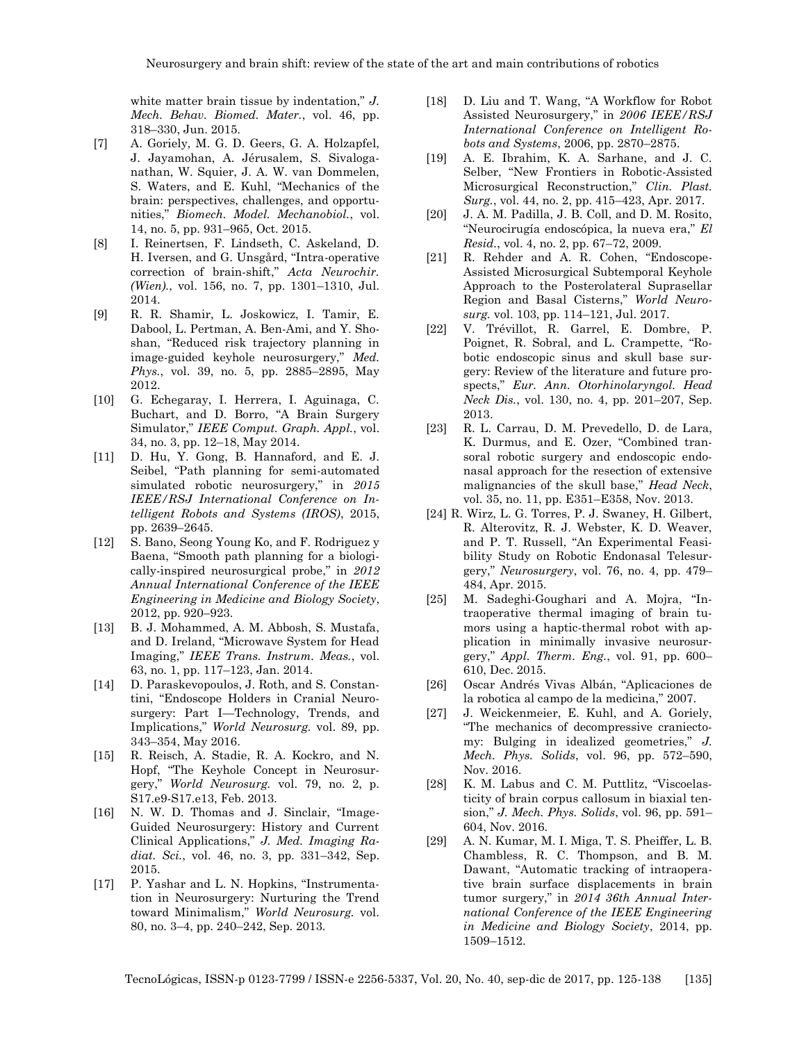white matter brain tissue by indentation," *J. Mech. Behav. Biomed. Mater.*, vol. 46, pp. 318–330, Jun. 2015.

[7] A. Goriely, M. G. D. Geers, G. A. Holzapfel, J. Jayamohan, A. Jérusalem, S. Sivaloganathan, W. Squier, J. A. W. van Dommelen, S. Waters, and E. Kuhl, "Mechanics of the brain: perspectives, challenges, and opportunities," *Biomech. Model. Mechanobiol.*, vol. 14, no. 5, pp. 931–965, Oct. 2015.

[8] I. Reinertsen, F. Lindseth, C. Askeland, D. H. Iversen, and G. Unsgård, "Intra-operative correction of brain-shift," *Acta Neurochir. (Wien).*, vol. 156, no. 7, pp. 1301–1310, Jul. 2014.

[9] R. R. Shamir, L. Joskowicz, I. Tamir, E. Dabool, L. Pertman, A. Ben-Ami, and Y. Shoshan, "Reduced risk trajectory planning in image-guided keyhole neurosurgery," *Med. Phys.*, vol. 39, no. 5, pp. 2885–2895, May 2012.

[10] G. Echegaray, I. Herrera, I. Aguinaga, C. Buchart, and D. Borro, "A Brain Surgery Simulator," *IEEE Comput. Graph. Appl.*, vol. 34, no. 3, pp. 12–18, May 2014.

[11] D. Hu, Y. Gong, B. Hannaford, and E. J. Seibel, "Path planning for semi-automated simulated robotic neurosurgery," in *2015 IEEE/RSJ International Conference on Intelligent Robots and Systems (IROS)*, 2015, pp. 2639–2645.

[12] S. Bano, Seong Young Ko, and F. Rodriguez y Baena, "Smooth path planning for a biologically-inspired neurosurgical probe," in *2012 Annual International Conference of the IEEE Engineering in Medicine and Biology Society*, 2012, pp. 920–923.

[13] B. J. Mohammed, A. M. Abbosh, S. Mustafa, and D. Ireland, "Microwave System for Head Imaging," *IEEE Trans. Instrum. Meas.*, vol. 63, no. 1, pp. 117–123, Jan. 2014.

[14] D. Paraskevopoulos, J. Roth, and S. Constantini, "Endoscope Holders in Cranial Neurosurgery: Part I—Technology, Trends, and Implications," *World Neurosurg.* vol. 89, pp. 343–354, May 2016.

[15] R. Reisch, A. Stadie, R. A. Kockro, and N. Hopf, "The Keyhole Concept in Neurosurgery," *World Neurosurg.* vol. 79, no. 2, p. S17.e9-S17.e13, Feb. 2013.

[16] N. W. D. Thomas and J. Sinclair, "Image-Guided Neurosurgery: History and Current Clinical Applications," *J. Med. Imaging Radiat. Sci.*, vol. 46, no. 3, pp. 331–342, Sep. 2015.

[17] P. Yashar and L. N. Hopkins, "Instrumentation in Neurosurgery: Nurturing the Trend toward Minimalism," *World Neurosurg.* vol. 80, no. 3–4, pp. 240–242, Sep. 2013.

[18] D. Liu and T. Wang, "A Workflow for Robot Assisted Neurosurgery," in *2006 IEEE/RSJ International Conference on Intelligent Robots and Systems*, 2006, pp. 2870–2875.

[19] A. E. Ibrahim, K. A. Sarhane, and J. C. Selber, "New Frontiers in Robotic-Assisted Microsurgical Reconstruction," *Clin. Plast. Surg.*, vol. 44, no. 2, pp. 415–423, Apr. 2017.

[20] J. A. M. Padilla, J. B. Coll, and D. M. Rosito, "Neurocirugía endoscópica, la nueva era," *El Resid.*, vol. 4, no. 2, pp. 67–72, 2009.

[21] R. Rehder and A. R. Cohen, "Endoscope-Assisted Microsurgical Subtemporal Keyhole Approach to the Posterolateral Suprasellar Region and Basal Cisterns," *World Neurosurg.* vol. 103, pp. 114–121, Jul. 2017.

[22] V. Trévillot, R. Garrel, E. Dombre, P. Poignet, R. Sobral, and L. Crampette, "Robotic endoscopic sinus and skull base surgery: Review of the literature and future prospects," *Eur. Ann. Otorhinolaryngol. Head Neck Dis.*, vol. 130, no. 4, pp. 201–207, Sep. 2013.

[23] R. L. Carrau, D. M. Prevedello, D. de Lara, K. Durmus, and E. Ozer, "Combined transoral robotic surgery and endoscopic endonasal approach for the resection of extensive malignancies of the skull base," *Head Neck*, vol. 35, no. 11, pp. E351–E358, Nov. 2013.

[24] R. Wirz, L. G. Torres, P. J. Swaney, H. Gilbert, R. Alterovitz, R. J. Webster, K. D. Weaver, and P. T. Russell, "An Experimental Feasibility Study on Robotic Endonasal Telesurgery," *Neurosurgery*, vol. 76, no. 4, pp. 479–484, Apr. 2015.

[25] M. Sadeghi-Goughari and A. Mojra, "Intraoperative thermal imaging of brain tumors using a haptic-thermal robot with application in minimally invasive neurosurgery," *Appl. Therm. Eng.*, vol. 91, pp. 600–610, Dec. 2015.

[26] Oscar Andrés Vivas Albán, "Aplicaciones de la robotica al campo de la medicina," 2007.

[27] J. Weickenmeier, E. Kuhl, and A. Goriely, "The mechanics of decompressive craniectomy: Bulging in idealized geometries," *J. Mech. Phys. Solids*, vol. 96, pp. 572–590, Nov. 2016.

[28] K. M. Labus and C. M. Puttlitz, "Viscoelasticity of brain corpus callosum in biaxial tension," *J. Mech. Phys. Solids*, vol. 96, pp. 591–604, Nov. 2016.

[29] A. N. Kumar, M. I. Miga, T. S. Pheiffer, L. B. Chambless, R. C. Thompson, and B. M. Dawant, "Automatic tracking of intraoperative brain surface displacements in brain tumor surgery," in *2014 36th Annual International Conference of the IEEE Engineering in Medicine and Biology Society*, 2014, pp. 1509–1512.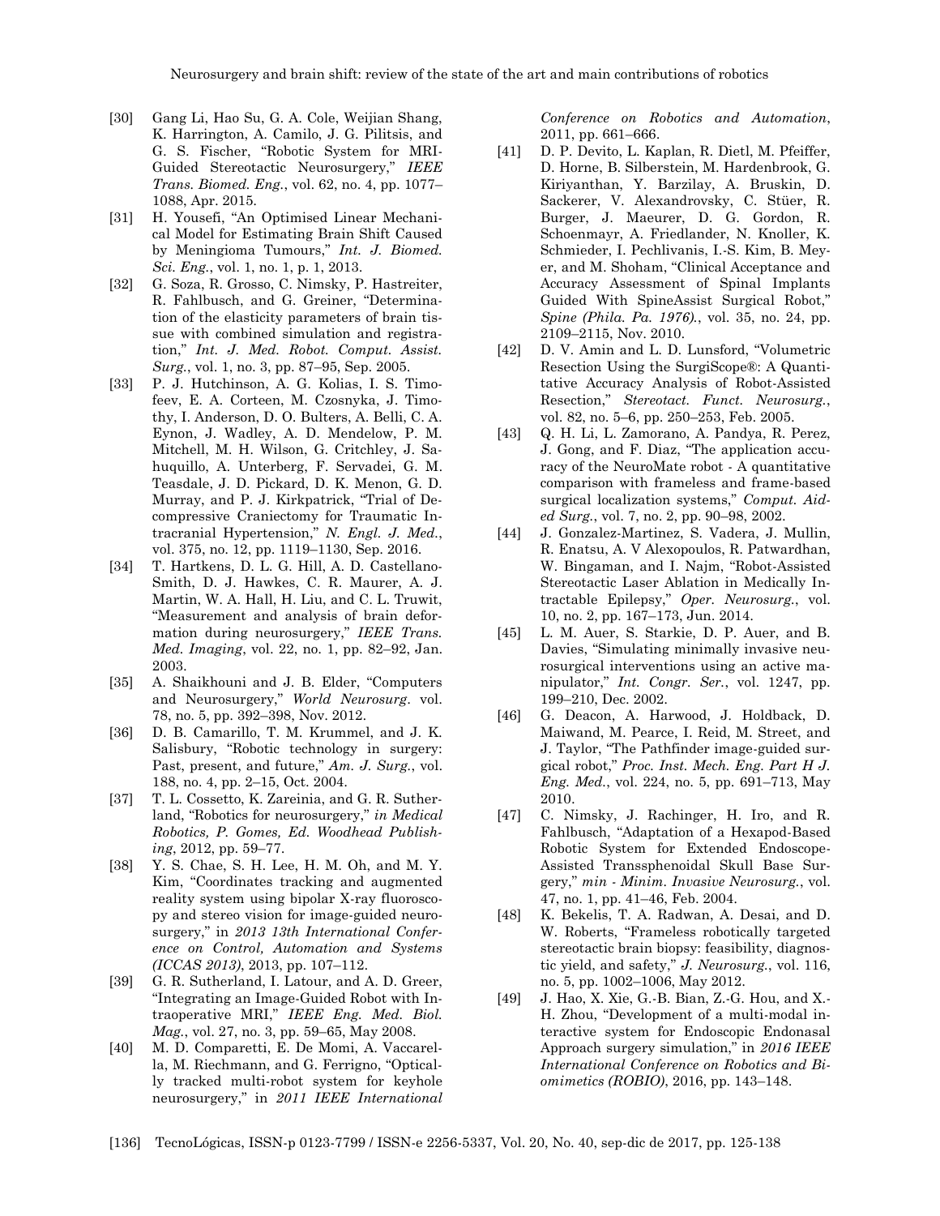[30] Gang Li, Hao Su, G. A. Cole, Weijian Shang, K. Harrington, A. Camilo, J. G. Pilitsis, and G. S. Fischer, "Robotic System for MRI-Guided Stereotactic Neurosurgery," *IEEE Trans. Biomed. Eng.*, vol. 62, no. 4, pp. 1077–1088, Apr. 2015.

[31] H. Yousefi, "An Optimised Linear Mechanical Model for Estimating Brain Shift Caused by Meningioma Tumours," *Int. J. Biomed. Sci. Eng.*, vol. 1, no. 1, p. 1, 2013.

[32] G. Soza, R. Grosso, C. Nimsky, P. Hastreiter, R. Fahlbusch, and G. Greiner, "Determination of the elasticity parameters of brain tissue with combined simulation and registration," *Int. J. Med. Robot. Comput. Assist. Surg.*, vol. 1, no. 3, pp. 87–95, Sep. 2005.

[33] P. J. Hutchinson, A. G. Kolias, I. S. Timofeev, E. A. Corteen, M. Czosnyka, J. Timothy, I. Anderson, D. O. Bulters, A. Belli, C. A. Eynon, J. Wadley, A. D. Mendelow, P. M. Mitchell, M. H. Wilson, G. Critchley, J. Sahuquillo, A. Unterberg, F. Servadei, G. M. Teasdale, J. D. Pickard, D. K. Menon, G. D. Murray, and P. J. Kirkpatrick, "Trial of Decompressive Craniectomy for Traumatic Intracranial Hypertension," *N. Engl. J. Med.*, vol. 375, no. 12, pp. 1119–1130, Sep. 2016.

[34] T. Hartkens, D. L. G. Hill, A. D. Castellano-Smith, D. J. Hawkes, C. R. Maurer, A. J. Martin, W. A. Hall, H. Liu, and C. L. Truwit, "Measurement and analysis of brain deformation during neurosurgery," *IEEE Trans. Med. Imaging*, vol. 22, no. 1, pp. 82–92, Jan. 2003.

[35] A. Shaikhouni and J. B. Elder, "Computers and Neurosurgery," *World Neurosurg.* vol. 78, no. 5, pp. 392–398, Nov. 2012.

[36] D. B. Camarillo, T. M. Krummel, and J. K. Salisbury, "Robotic technology in surgery: Past, present, and future," *Am. J. Surg.*, vol. 188, no. 4, pp. 2–15, Oct. 2004.

[37] T. L. Cossetto, K. Zareinia, and G. R. Sutherland, "Robotics for neurosurgery," *in Medical Robotics, P. Gomes, Ed. Woodhead Publishing*, 2012, pp. 59–77.

[38] Y. S. Chae, S. H. Lee, H. M. Oh, and M. Y. Kim, "Coordinates tracking and augmented reality system using bipolar X-ray fluoroscopy and stereo vision for image-guided neurosurgery," in *2013 13th International Conference on Control, Automation and Systems (ICCAS 2013)*, 2013, pp. 107–112.

[39] G. R. Sutherland, I. Latour, and A. D. Greer, "Integrating an Image-Guided Robot with Intraoperative MRI," *IEEE Eng. Med. Biol. Mag.*, vol. 27, no. 3, pp. 59–65, May 2008.

[40] M. D. Comparetti, E. De Momi, A. Vaccarella, M. Riechmann, and G. Ferrigno, "Optically tracked multi-robot system for keyhole neurosurgery," in *2011 IEEE International Conference on Robotics and Automation*, 2011, pp. 661–666.

[41] D. P. Devito, L. Kaplan, R. Dietl, M. Pfeiffer, D. Horne, B. Silberstein, M. Hardenbrook, G. Kiriyanthan, Y. Barzilay, A. Bruskin, D. Sackerer, V. Alexandrovsky, C. Stüer, R. Burger, J. Maeurer, D. G. Gordon, R. Schoenmayr, A. Friedlander, N. Knoller, K. Schmieder, I. Pechlivanis, I.-S. Kim, B. Meyer, and M. Shoham, "Clinical Acceptance and Accuracy Assessment of Spinal Implants Guided With SpineAssist Surgical Robot," *Spine (Phila. Pa. 1976).*, vol. 35, no. 24, pp. 2109–2115, Nov. 2010.

[42] D. V. Amin and L. D. Lunsford, "Volumetric Resection Using the SurgiScope®: A Quantitative Accuracy Analysis of Robot-Assisted Resection," *Stereotact. Funct. Neurosurg.*, vol. 82, no. 5–6, pp. 250–253, Feb. 2005.

[43] Q. H. Li, L. Zamorano, A. Pandya, R. Perez, J. Gong, and F. Diaz, "The application accuracy of the NeuroMate robot - A quantitative comparison with frameless and frame-based surgical localization systems," *Comput. Aided Surg.*, vol. 7, no. 2, pp. 90–98, 2002.

[44] J. Gonzalez-Martinez, S. Vadera, J. Mullin, R. Enatsu, A. V Alexopoulos, R. Patwardhan, W. Bingaman, and I. Najm, "Robot-Assisted Stereotactic Laser Ablation in Medically Intractable Epilepsy," *Oper. Neurosurg.*, vol. 10, no. 2, pp. 167–173, Jun. 2014.

[45] L. M. Auer, S. Starkie, D. P. Auer, and B. Davies, "Simulating minimally invasive neurosurgical interventions using an active manipulator," *Int. Congr. Ser.*, vol. 1247, pp. 199–210, Dec. 2002.

[46] G. Deacon, A. Harwood, J. Holdback, D. Maiwand, M. Pearce, I. Reid, M. Street, and J. Taylor, "The Pathfinder image-guided surgical robot," *Proc. Inst. Mech. Eng. Part H J. Eng. Med.*, vol. 224, no. 5, pp. 691–713, May 2010.

[47] C. Nimsky, J. Rachinger, H. Iro, and R. Fahlbusch, "Adaptation of a Hexapod-Based Robotic System for Extended Endoscope-Assisted Transsphenoidal Skull Base Surgery," *min - Minim. Invasive Neurosurg.*, vol. 47, no. 1, pp. 41–46, Feb. 2004.

[48] K. Bekelis, T. A. Radwan, A. Desai, and D. W. Roberts, "Frameless robotically targeted stereotactic brain biopsy: feasibility, diagnostic yield, and safety," *J. Neurosurg.*, vol. 116, no. 5, pp. 1002–1006, May 2012.

[49] J. Hao, X. Xie, G.-B. Bian, Z.-G. Hou, and X.-H. Zhou, "Development of a multi-modal interactive system for Endoscopic Endonasal Approach surgery simulation," in *2016 IEEE International Conference on Robotics and Biomimetics (ROBIO)*, 2016, pp. 143–148.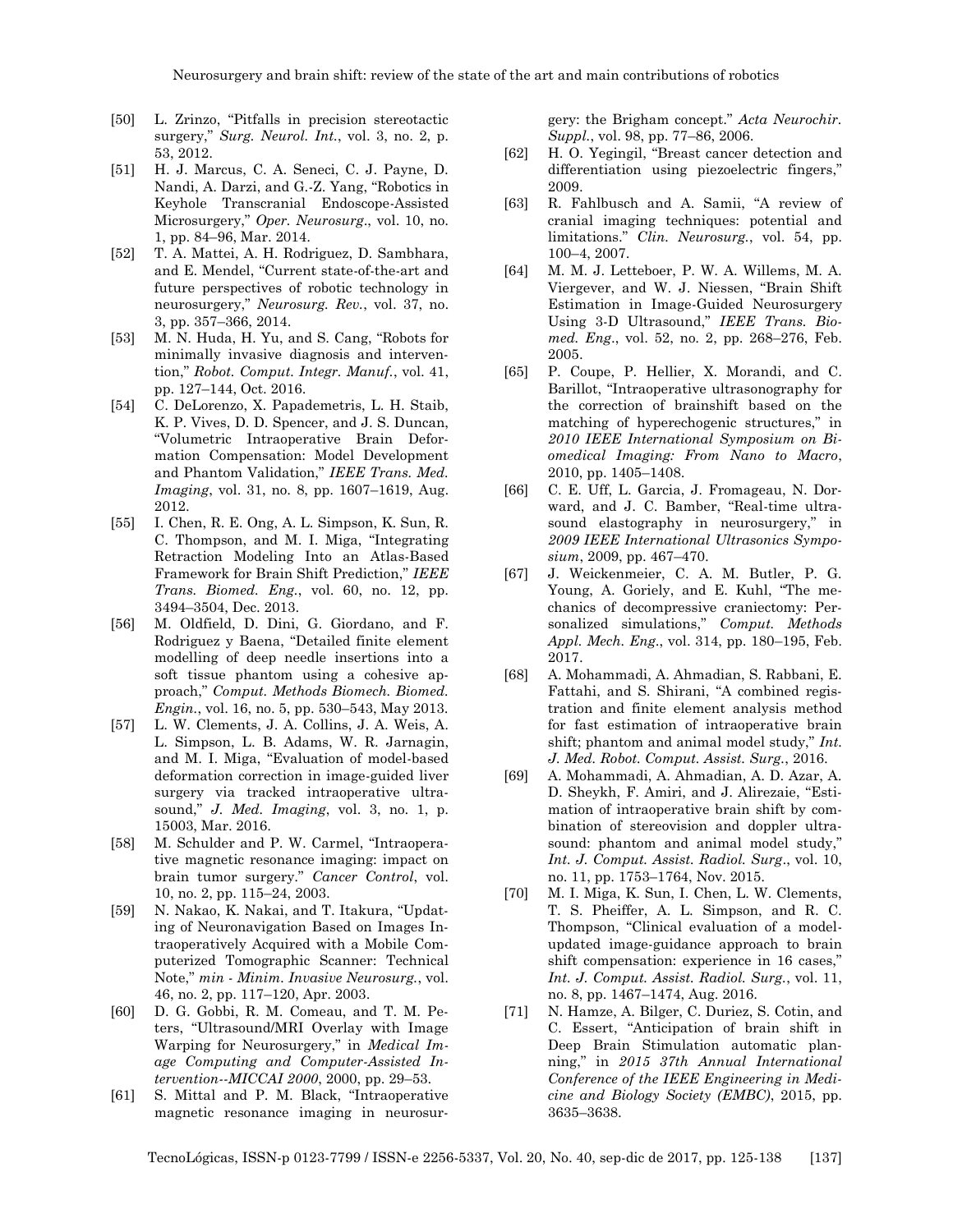[50] L. Zrinzo, "Pitfalls in precision stereotactic surgery," *Surg. Neurol. Int.*, vol. 3, no. 2, p. 53, 2012.

[51] H. J. Marcus, C. A. Seneci, C. J. Payne, D. Nandi, A. Darzi, and G.-Z. Yang, "Robotics in Keyhole Transcranial Endoscope-Assisted Microsurgery," *Oper. Neurosurg.*, vol. 10, no. 1, pp. 84–96, Mar. 2014.

[52] T. A. Mattei, A. H. Rodriguez, D. Sambhara, and E. Mendel, "Current state-of-the-art and future perspectives of robotic technology in neurosurgery," *Neurosurg. Rev.*, vol. 37, no. 3, pp. 357–366, 2014.

[53] M. N. Huda, H. Yu, and S. Cang, "Robots for minimally invasive diagnosis and intervention," *Robot. Comput. Integr. Manuf.*, vol. 41, pp. 127–144, Oct. 2016.

[54] C. DeLorenzo, X. Papademetris, L. H. Staib, K. P. Vives, D. D. Spencer, and J. S. Duncan, "Volumetric Intraoperative Brain Deformation Compensation: Model Development and Phantom Validation," *IEEE Trans. Med. Imaging*, vol. 31, no. 8, pp. 1607–1619, Aug. 2012.

[55] I. Chen, R. E. Ong, A. L. Simpson, K. Sun, R. C. Thompson, and M. I. Miga, "Integrating Retraction Modeling Into an Atlas-Based Framework for Brain Shift Prediction," *IEEE Trans. Biomed. Eng.*, vol. 60, no. 12, pp. 3494–3504, Dec. 2013.

[56] M. Oldfield, D. Dini, G. Giordano, and F. Rodriguez y Baena, "Detailed finite element modelling of deep needle insertions into a soft tissue phantom using a cohesive approach," *Comput. Methods Biomech. Biomed. Engin.*, vol. 16, no. 5, pp. 530–543, May 2013.

[57] L. W. Clements, J. A. Collins, J. A. Weis, A. L. Simpson, L. B. Adams, W. R. Jarnagin, and M. I. Miga, "Evaluation of model-based deformation correction in image-guided liver surgery via tracked intraoperative ultrasound," *J. Med. Imaging*, vol. 3, no. 1, p. 15003, Mar. 2016.

[58] M. Schulder and P. W. Carmel, "Intraoperative magnetic resonance imaging: impact on brain tumor surgery." *Cancer Control*, vol. 10, no. 2, pp. 115–24, 2003.

[59] N. Nakao, K. Nakai, and T. Itakura, "Updating of Neuronavigation Based on Images Intraoperatively Acquired with a Mobile Computerized Tomographic Scanner: Technical Note," *min - Minim. Invasive Neurosurg.*, vol. 46, no. 2, pp. 117–120, Apr. 2003.

[60] D. G. Gobbi, R. M. Comeau, and T. M. Peters, "Ultrasound/MRI Overlay with Image Warping for Neurosurgery," in *Medical Image Computing and Computer-Assisted Intervention--MICCAI 2000*, 2000, pp. 29–53.

[61] S. Mittal and P. M. Black, "Intraoperative magnetic resonance imaging in neurosurgery: the Brigham concept." *Acta Neurochir. Suppl.*, vol. 98, pp. 77–86, 2006.

[62] H. O. Yegingil, "Breast cancer detection and differentiation using piezoelectric fingers," 2009.

[63] R. Fahlbusch and A. Samii, "A review of cranial imaging techniques: potential and limitations." *Clin. Neurosurg.*, vol. 54, pp. 100–4, 2007.

[64] M. M. J. Letteboer, P. W. A. Willems, M. A. Viergever, and W. J. Niessen, "Brain Shift Estimation in Image-Guided Neurosurgery Using 3-D Ultrasound," *IEEE Trans. Biomed. Eng.*, vol. 52, no. 2, pp. 268–276, Feb. 2005.

[65] P. Coupe, P. Hellier, X. Morandi, and C. Barillot, "Intraoperative ultrasonography for the correction of brainshift based on the matching of hyperechogenic structures," in ***2010 IEEE International Symposium on Biomedical Imaging: From Nano to Macro***, 2010, pp. 1405–1408.

[66] C. E. Uff, L. Garcia, J. Fromageau, N. Dorward, and J. C. Bamber, "Real-time ultrasound elastography in neurosurgery," in ***2009 IEEE International Ultrasonics Symposium***, 2009, pp. 467–470.

[67] J. Weickenmeier, C. A. M. Butler, P. G. Young, A. Goriely, and E. Kuhl, "The mechanics of decompressive craniectomy: Personalized simulations," *Comput. Methods Appl. Mech. Eng.*, vol. 314, pp. 180–195, Feb. 2017.

[68] A. Mohammadi, A. Ahmadian, S. Rabbani, E. Fattahi, and S. Shirani, "A combined registration and finite element analysis method for fast estimation of intraoperative brain shift; phantom and animal model study," *Int. J. Med. Robot. Comput. Assist. Surg.*, 2016.

[69] A. Mohammadi, A. Ahmadian, A. D. Azar, A. D. Sheykh, F. Amiri, and J. Alirezaie, "Estimation of intraoperative brain shift by combination of stereovision and doppler ultrasound: phantom and animal model study," *Int. J. Comput. Assist. Radiol. Surg.*, vol. 10, no. 11, pp. 1753–1764, Nov. 2015.

[70] M. I. Miga, K. Sun, I. Chen, L. W. Clements, T. S. Pheiffer, A. L. Simpson, and R. C. Thompson, "Clinical evaluation of a model-updated image-guidance approach to brain shift compensation: experience in 16 cases," *Int. J. Comput. Assist. Radiol. Surg.*, vol. 11, no. 8, pp. 1467–1474, Aug. 2016.

[71] N. Hamze, A. Bilger, C. Duriez, S. Cotin, and C. Essert, "Anticipation of brain shift in Deep Brain Stimulation automatic planning," in ***2015 37th Annual International Conference of the IEEE Engineering in Medicine and Biology Society (EMBC)***, 2015, pp. 3635–3638.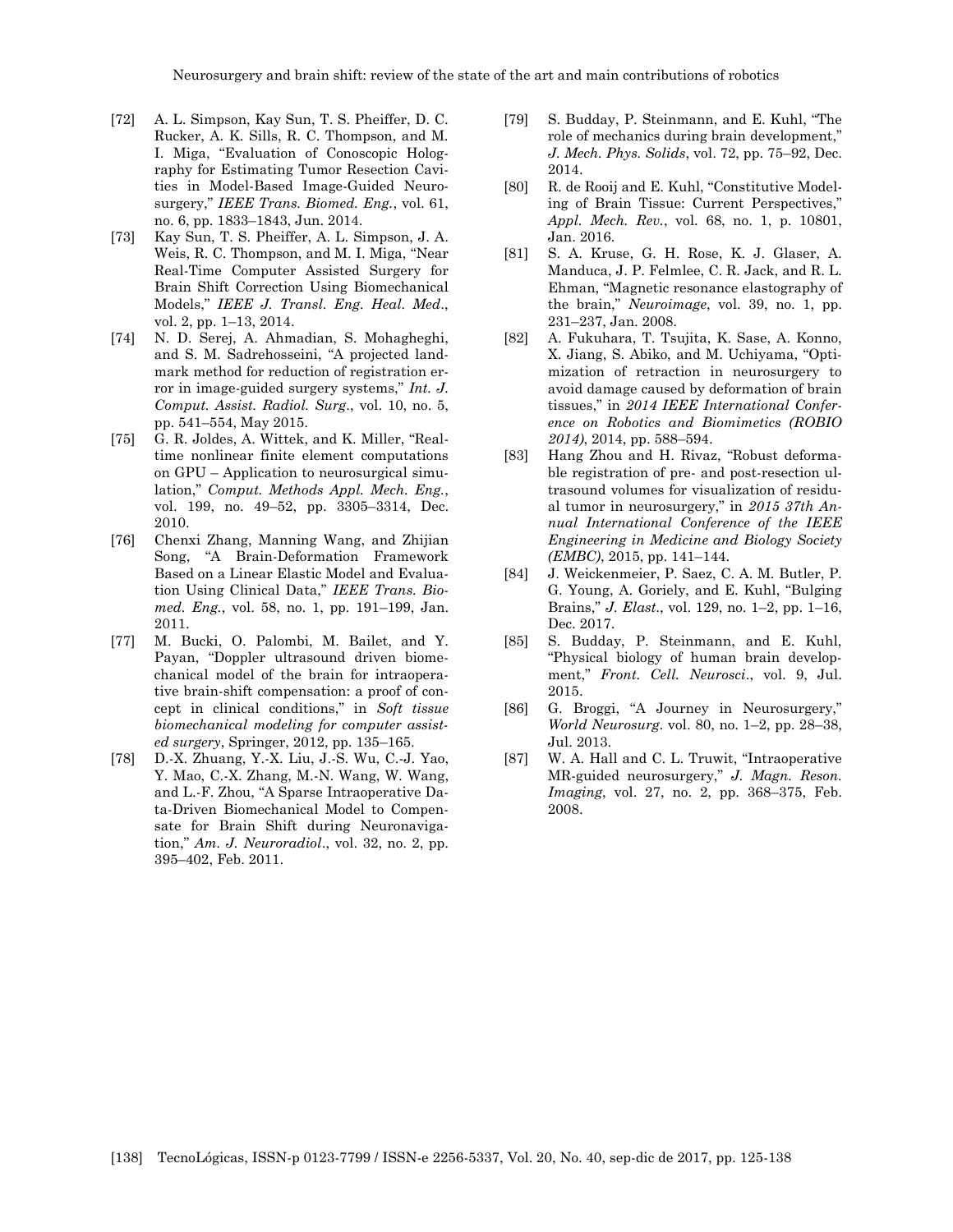[72] A. L. Simpson, Kay Sun, T. S. Pheiffer, D. C. Rucker, A. K. Sills, R. C. Thompson, and M. I. Miga, "Evaluation of Conoscopic Holography for Estimating Tumor Resection Cavities in Model-Based Image-Guided Neurosurgery," *IEEE Trans. Biomed. Eng.*, vol. 61, no. 6, pp. 1833–1843, Jun. 2014.

[73] Kay Sun, T. S. Pheiffer, A. L. Simpson, J. A. Weis, R. C. Thompson, and M. I. Miga, "Near Real-Time Computer Assisted Surgery for Brain Shift Correction Using Biomechanical Models," *IEEE J. Transl. Eng. Heal. Med.*, vol. 2, pp. 1–13, 2014.

[74] N. D. Serej, A. Ahmadian, S. Mohagheghi, and S. M. Sadrehosseini, "A projected landmark method for reduction of registration error in image-guided surgery systems," *Int. J. Comput. Assist. Radiol. Surg.*, vol. 10, no. 5, pp. 541–554, May 2015.

[75] G. R. Joldes, A. Wittek, and K. Miller, "Real-time nonlinear finite element computations on GPU – Application to neurosurgical simulation," *Comput. Methods Appl. Mech. Eng.*, vol. 199, no. 49–52, pp. 3305–3314, Dec. 2010.

[76] Chenxi Zhang, Manning Wang, and Zhijian Song, "A Brain-Deformation Framework Based on a Linear Elastic Model and Evaluation Using Clinical Data," *IEEE Trans. Biomed. Eng.*, vol. 58, no. 1, pp. 191–199, Jan. 2011.

[77] M. Bucki, O. Palombi, M. Bailet, and Y. Payan, "Doppler ultrasound driven biomechanical model of the brain for intraoperative brain-shift compensation: a proof of concept in clinical conditions," in *Soft tissue biomechanical modeling for computer assisted surgery*, Springer, 2012, pp. 135–165.

[78] D.-X. Zhuang, Y.-X. Liu, J.-S. Wu, C.-J. Yao, Y. Mao, C.-X. Zhang, M.-N. Wang, W. Wang, and L.-F. Zhou, "A Sparse Intraoperative Data-Driven Biomechanical Model to Compensate for Brain Shift during Neuronavigation," *Am. J. Neuroradiol.*, vol. 32, no. 2, pp. 395–402, Feb. 2011.

[79] S. Budday, P. Steinmann, and E. Kuhl, "The role of mechanics during brain development," *J. Mech. Phys. Solids*, vol. 72, pp. 75–92, Dec. 2014.

[80] R. de Rooij and E. Kuhl, "Constitutive Modeling of Brain Tissue: Current Perspectives," *Appl. Mech. Rev.*, vol. 68, no. 1, p. 10801, Jan. 2016.

[81] S. A. Kruse, G. H. Rose, K. J. Glaser, A. Manduca, J. P. Felmlee, C. R. Jack, and R. L. Ehman, "Magnetic resonance elastography of the brain," *Neuroimage*, vol. 39, no. 1, pp. 231–237, Jan. 2008.

[82] A. Fukuhara, T. Tsujita, K. Sase, A. Konno, X. Jiang, S. Abiko, and M. Uchiyama, "Optimization of retraction in neurosurgery to avoid damage caused by deformation of brain tissues," in *2014 IEEE International Conference on Robotics and Biomimetics (ROBIO 2014)*, 2014, pp. 588–594.

[83] Hang Zhou and H. Rivaz, "Robust deformable registration of pre- and post-resection ultrasound volumes for visualization of residual tumor in neurosurgery," in *2015 37th Annual International Conference of the IEEE Engineering in Medicine and Biology Society (EMBC)*, 2015, pp. 141–144.

[84] J. Weickenmeier, P. Saez, C. A. M. Butler, P. G. Young, A. Goriely, and E. Kuhl, "Bulging Brains," *J. Elast.*, vol. 129, no. 1–2, pp. 1–16, Dec. 2017.

[85] S. Budday, P. Steinmann, and E. Kuhl, "Physical biology of human brain development," *Front. Cell. Neurosci.*, vol. 9, Jul. 2015.

[86] G. Broggi, "A Journey in Neurosurgery," *World Neurosurg.* vol. 80, no. 1–2, pp. 28–38, Jul. 2013.

[87] W. A. Hall and C. L. Truwit, "Intraoperative MR-guided neurosurgery," *J. Magn. Reson. Imaging*, vol. 27, no. 2, pp. 368–375, Feb. 2008.